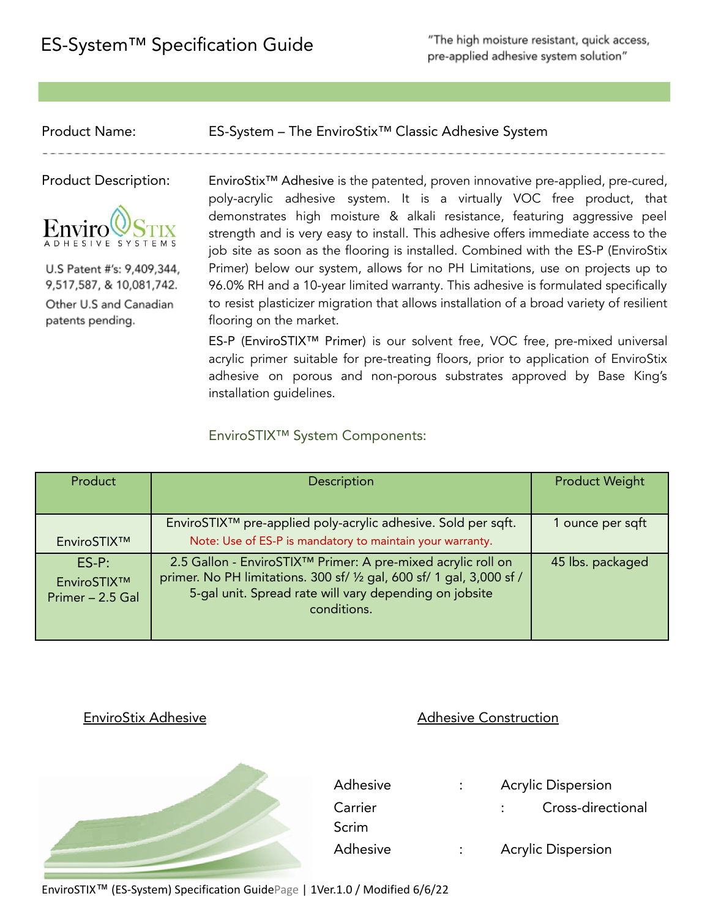# ES-System™ Specification Guide

"The high moisture resistant, quick access, pre-applied adhesive system solution"

**Product Name:** ES-System – The EnviroStix™ Classic Adhesive System

**Product Description:**

U.S Patent #'s: 9,409,344, 9,517,587, & 10,081,742. Other U.S and Canadian patents pending.

EnviroStix™ Adhesive is the patented, proven innovative pre-applied, pre-cured, poly-acrylic adhesive system. It is a virtually VOC free product, that demonstrates high moisture & alkali resistance, featuring aggressive peel strength and is very easy to install. This adhesive offers immediate access to the job site as soon as the flooring is installed. Combined with the ES-P (EnviroStix Primer) below our system, allows for no PH Limitations, use on projects up to 96.0% RH and a 10-year limited warranty. This adhesive is formulated specifically to resist plasticizer migration that allows installation of a broad variety of resilient flooring on the market.

ES-P (EnviroSTIX™ Primer) is our solvent free, VOC free, pre-mixed universal acrylic primer suitable for pre-treating floors, prior to application of EnviroStix adhesive on porous and non-porous substrates approved by Base King's installation guidelines.

## EnviroSTIX™ System Components:

| Product | Description | Product Weight |
|---|---|---|
| EnviroSTIX™ | EnviroSTIX™ pre-applied poly-acrylic adhesive. Sold per sqft. Note: Use of ES-P is mandatory to maintain your warranty. | 1 ounce per sqft |
| ES-P: EnviroSTIX™ Primer – 2.5 Gal | 2.5 Gallon - EnviroSTIX™ Primer: A pre-mixed acrylic roll on primer. No PH limitations. 300 sf/ ½ gal, 600 sf/ 1 gal, 3,000 sf / 5-gal unit. Spread rate will vary depending on jobsite conditions. | 45 lbs. packaged |

**EnviroStix Adhesive**

**Adhesive Construction**

| | | |
|---|---|---|
| Adhesive | : | Acrylic Dispersion |
| Carrier Scrim | : | Cross-directional |
| Adhesive | : | Acrylic Dispersion |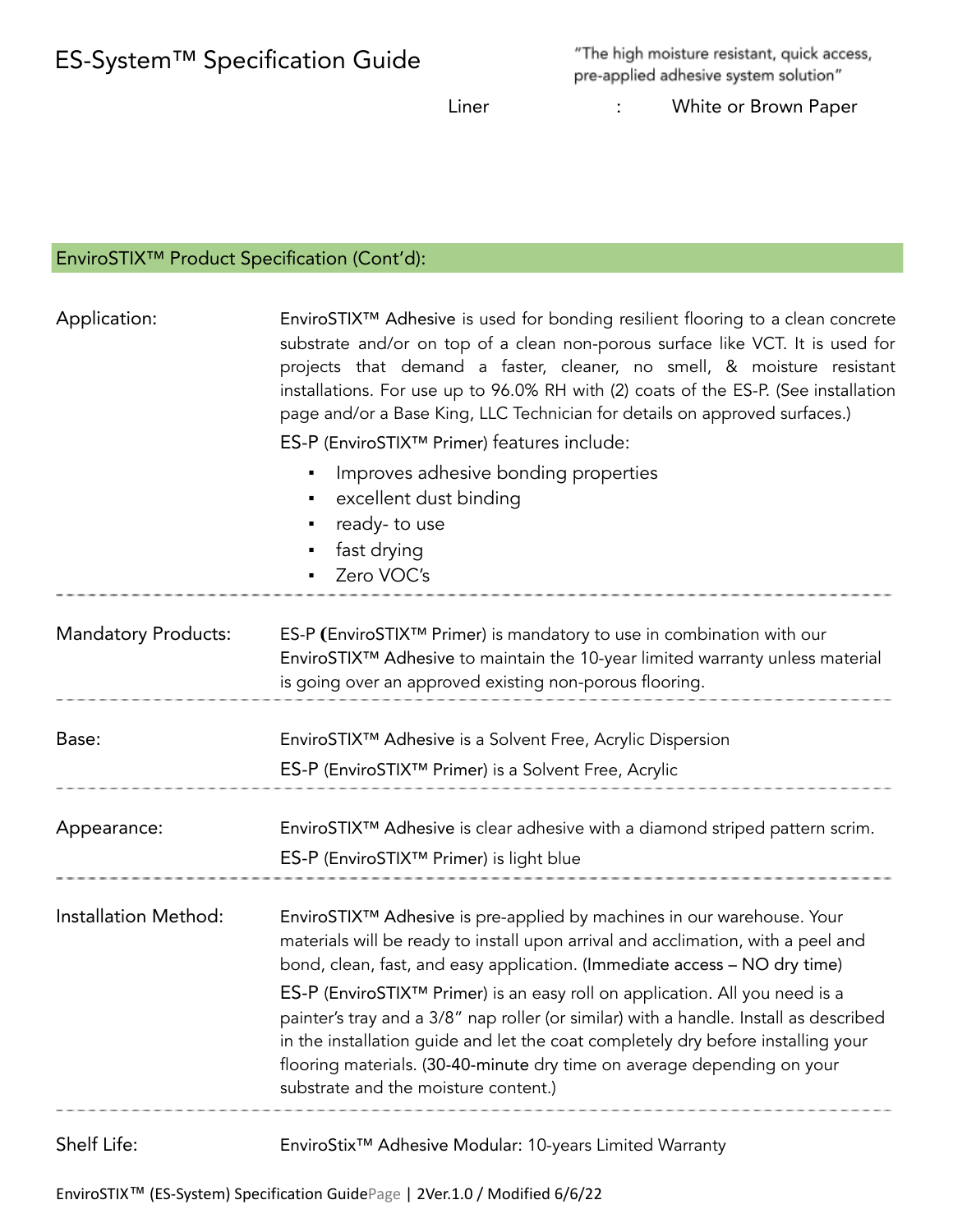Liner : White or Brown Paper

## EnviroSTIX™ Product Specification (Cont'd):

**Application:**

EnviroSTIX™ Adhesive is used for bonding resilient flooring to a clean concrete substrate and/or on top of a clean non-porous surface like VCT. It is used for projects that demand a faster, cleaner, no smell, & moisture resistant installations. For use up to 96.0% RH with (2) coats of the ES-P. (See installation page and/or a Base King, LLC Technician for details on approved surfaces.)

ES-P (EnviroSTIX™ Primer) features include:

- Improves adhesive bonding properties
- excellent dust binding
- ready- to use
- fast drying
- Zero VOC's

---

**Mandatory Products:**

ES-P **(**EnviroSTIX™ Primer) is mandatory to use in combination with our EnviroSTIX™ Adhesive to maintain the 10-year limited warranty unless material is going over an approved existing non-porous flooring.

---

**Base:**

EnviroSTIX™ Adhesive is a Solvent Free, Acrylic Dispersion

ES-P (EnviroSTIX™ Primer) is a Solvent Free, Acrylic

---

**Appearance:**

EnviroSTIX™ Adhesive is clear adhesive with a diamond striped pattern scrim.

ES-P (EnviroSTIX™ Primer) is light blue

---

**Installation Method:**

EnviroSTIX™ Adhesive is pre-applied by machines in our warehouse. Your materials will be ready to install upon arrival and acclimation, with a peel and bond, clean, fast, and easy application. (Immediate access – NO dry time)

ES-P (EnviroSTIX™ Primer) is an easy roll on application. All you need is a painter's tray and a 3/8" nap roller (or similar) with a handle. Install as described in the installation guide and let the coat completely dry before installing your flooring materials. (30-40-minute dry time on average depending on your substrate and the moisture content.)

---

**Shelf Life:**

EnviroStix™ Adhesive Modular: 10-years Limited Warranty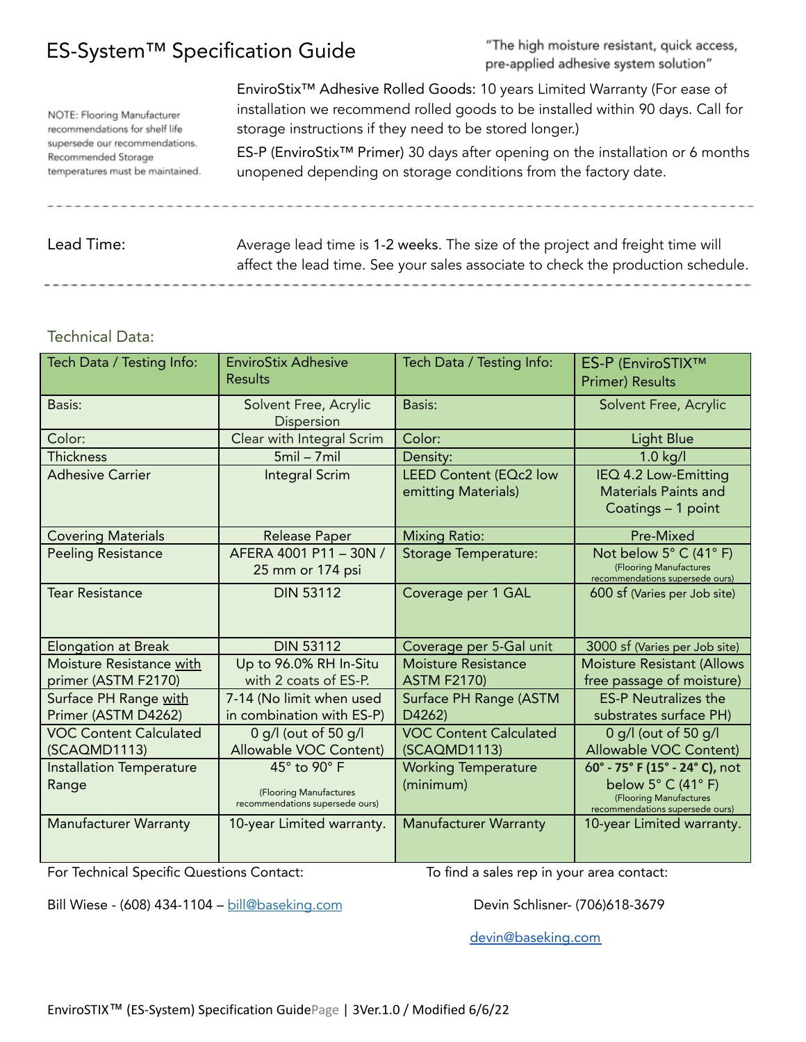# ES-System™ Specification Guide

"The high moisture resistant, quick access, pre-applied adhesive system solution"

NOTE: Flooring Manufacturer recommendations for shelf life supersede our recommendations. Recommended Storage temperatures must be maintained.

EnviroStix™ Adhesive Rolled Goods: 10 years Limited Warranty (For ease of installation we recommend rolled goods to be installed within 90 days. Call for storage instructions if they need to be stored longer.)

ES-P (EnviroStix™ Primer) 30 days after opening on the installation or 6 months unopened depending on storage conditions from the factory date.

---

Lead Time: Average lead time is 1-2 weeks. The size of the project and freight time will affect the lead time. See your sales associate to check the production schedule.

---

## Technical Data:

| Tech Data / Testing Info: | EnviroStix Adhesive Results | Tech Data / Testing Info: | ES-P (EnviroSTIX™ Primer) Results |
|---|---|---|---|
| Basis: | Solvent Free, Acrylic Dispersion | Basis: | Solvent Free, Acrylic |
| Color: | Clear with Integral Scrim | Color: | Light Blue |
| Thickness | 5mil – 7mil | Density: | 1.0 kg/l |
| Adhesive Carrier | Integral Scrim | LEED Content (EQc2 low emitting Materials) | IEQ 4.2 Low-Emitting Materials Paints and Coatings – 1 point |
| Covering Materials | Release Paper | Mixing Ratio: | Pre-Mixed |
| Peeling Resistance | AFERA 4001 P11 – 30N / 25 mm or 174 psi | Storage Temperature: | Not below 5° C (41° F) (Flooring Manufactures recommendations supersede ours) |
| Tear Resistance | DIN 53112 | Coverage per 1 GAL | 600 sf (Varies per Job site) |
| Elongation at Break | DIN 53112 | Coverage per 5-Gal unit | 3000 sf (Varies per Job site) |
| Moisture Resistance with primer (ASTM F2170) | Up to 96.0% RH In-Situ with 2 coats of ES-P. | Moisture Resistance ASTM F2170) | Moisture Resistant (Allows free passage of moisture) |
| Surface PH Range with Primer (ASTM D4262) | 7-14 (No limit when used in combination with ES-P) | Surface PH Range (ASTM D4262) | ES-P Neutralizes the substrates surface PH) |
| VOC Content Calculated (SCAQMD1113) | 0 g/l (out of 50 g/l Allowable VOC Content) | VOC Content Calculated (SCAQMD1113) | 0 g/l (out of 50 g/l Allowable VOC Content) |
| Installation Temperature Range | 45° to 90° F (Flooring Manufactures recommendations supersede ours) | Working Temperature (minimum) | **60° - 75° F (15° - 24° C),** not below 5° C (41° F) (Flooring Manufactures recommendations supersede ours) |
| Manufacturer Warranty | 10-year Limited warranty. | Manufacturer Warranty | 10-year Limited warranty. |

For Technical Specific Questions Contact:

Bill Wiese - (608) 434-1104 – bill@baseking.com

To find a sales rep in your area contact:

Devin Schlisner- (706)618-3679

devin@baseking.com